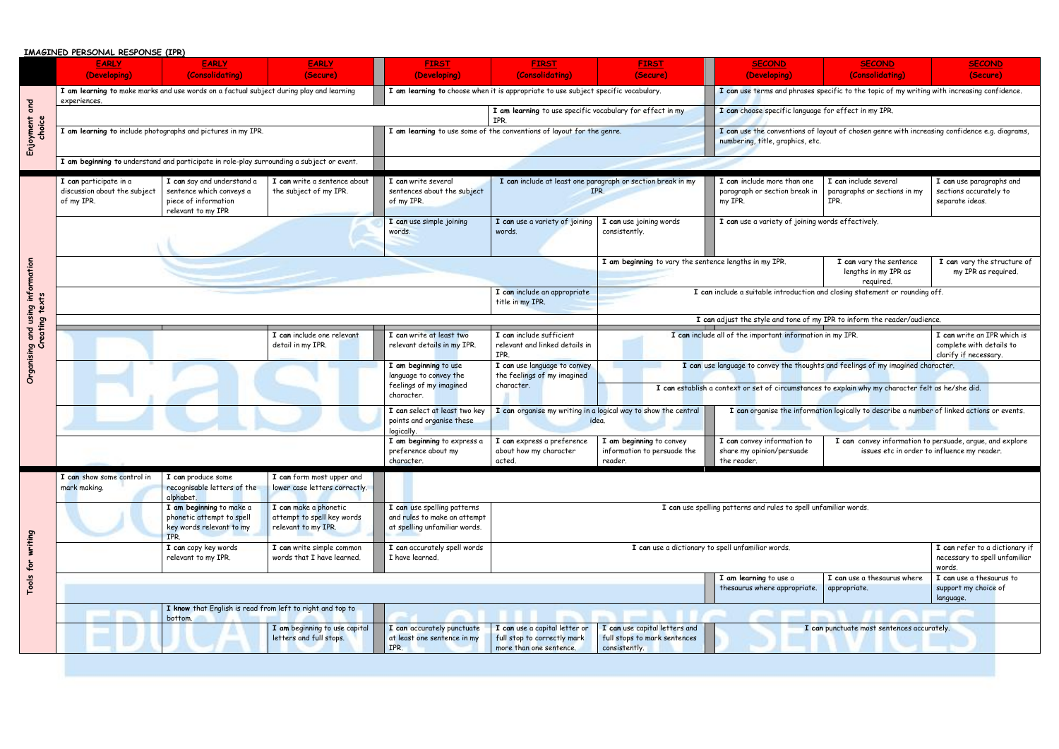IMAGINED PERSONAL RESPONSE (IPR)

| | EARLY (Developing) | EARLY (Consolidating) | EARLY (Secure) | FIRST (Developing) | FIRST (Consolidating) | FIRST (Secure) | SECOND (Developing) | SECOND (Consolidating) | SECOND (Secure) |
|---|---|---|---|---|---|---|---|---|---|
| Enjoyment and choice | **I am learning to** make marks and use words on a factual subject during play and learning experiences. | | | **I am learning to** choose when it is appropriate to use subject specific vocabulary. | | | **I can** use terms and phrases specific to the topic of my writing with increasing confidence. | | |
| | | | | | **I am learning** to use specific vocabulary for effect in my IPR. | | **I can** choose specific language for effect in my IPR. | | |
| | **I am learning to** include photographs and pictures in my IPR. | | | **I am learning** to use some of the conventions of layout for the genre. | | | **I can** use the conventions of layout of chosen genre with increasing confidence e.g. diagrams, numbering, title, graphics, etc. | | |
| | **I am beginning to** understand and participate in role-play surrounding a subject or event. | | | | | | | | |
| Organising and using information Creating texts | **I can** participate in a discussion about the subject of my IPR. | **I can** say and understand a sentence which conveys a piece of information relevant to my IPR | **I can** write a sentence about the subject of my IPR. | **I can** write several sentences about the subject of my IPR. | **I can** include at least one paragraph or section break in my IPR. | | **I can** include more than one paragraph or section break in my IPR. | **I can** include several paragraphs or sections in my IPR. | **I can** use paragraphs and sections accurately to separate ideas. |
| | | | | **I can** use simple joining words. | **I can** use a variety of joining words. | **I can** use joining words consistently. | **I can** use a variety of joining words effectively. | | |
| | | | | | | **I am beginning** to vary the sentence lengths in my IPR. | | **I can** vary the sentence lengths in my IPR as required. | **I can** vary the structure of my IPR as required. |
| | | | | | **I can** include an appropriate title in my IPR. | **I can** include a suitable introduction and closing statement or rounding off. | | | |
| | | | | | | **I can** adjust the style and tone of my IPR to inform the reader/audience. | | | |
| | | | **I can** include one relevant detail in my IPR. | **I can** write at least two relevant details in my IPR. | **I can** include sufficient relevant and linked details in IPR. | **I can** include all of the important information in my IPR. | | | **I can** write an IPR which is complete with details to clarify if necessary. |
| | | | | **I am beginning** to use language to convey the feelings of my imagined character. | **I can** use language to convey the feelings of my imagined character. | **I can** use language to convey the thoughts and feelings of my imagined character. | | | |
| | | | | | | **I can** establish a context or set of circumstances to explain why my character felt as he/she did. | | | |
| | | | | **I can** select at least two key points and organise these logically. | **I can** organise my writing in a logical way to show the central idea. | | **I can** organise the information logically to describe a number of linked actions or events. | | |
| | | | | **I am beginning** to express a preference about my character. | **I can** express a preference about how my character acted. | **I am beginning** to convey information to persuade the reader. | **I can** convey information to share my opinion/persuade the reader. | **I can** convey information to persuade, argue, and explore issues etc in order to influence my reader. | |
| Tools for writing | **I can** show some control in mark making. | **I can** produce some recognisable letters of the alphabet. | **I can** form most upper and lower case letters correctly. | | | | | | |
| | | **I am beginning** to make a phonetic attempt to spell key words relevant to my IPR. | **I can** make a phonetic attempt to spell key words relevant to my IPR. | **I can** use spelling patterns and rules to make an attempt at spelling unfamiliar words. | **I can** use spelling patterns and rules to spell unfamiliar words. | | | | |
| | | **I can** copy key words relevant to my IPR. | **I can** write simple common words that I have learned. | **I can** accurately spell words I have learned. | **I can** use a dictionary to spell unfamiliar words. | | | | **I can** refer to a dictionary if necessary to spell unfamiliar words. |
| | | | | | | | **I am learning** to use a thesaurus where appropriate. | **I can** use a thesaurus where appropriate. | **I can** use a thesaurus to support my choice of language. |
| | | **I know** that English is read from left to right and top to bottom. | | | | | | | |
| | | | **I am** beginning to use capital letters and full stops. | **I can** accurately punctuate at least one sentence in my IPR. | **I can** use a capital letter or full stop to correctly mark more than one sentence. | **I can** use capital letters and full stops to mark sentences consistently. | **I can** punctuate most sentences accurately. | | |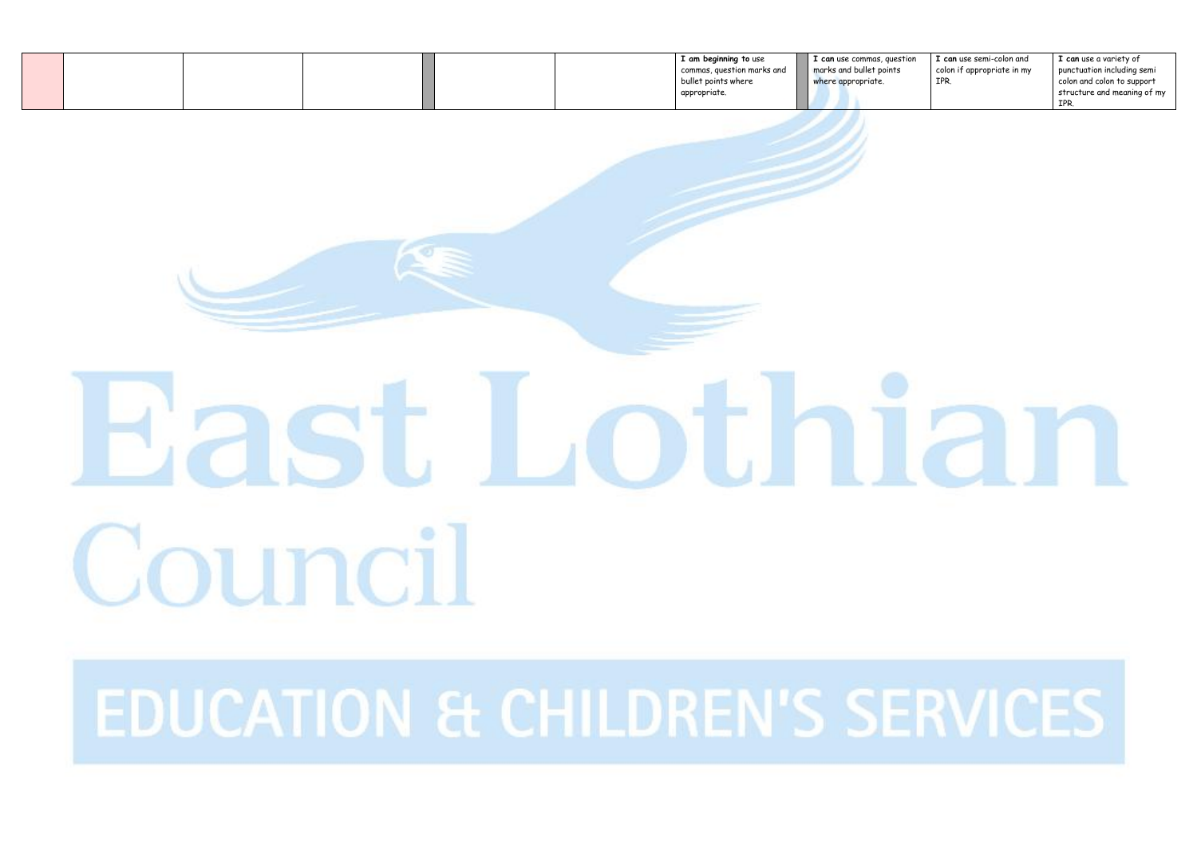| | | | | | | | | | | | |
|---|---|---|---|---|---|---|---|---|---|---|---|
| | | | | | | | **I am beginning to** use commas, question marks and bullet points where appropriate. | | **I can** use commas, question marks and bullet points where appropriate. | **I can** use semi-colon and colon if appropriate in my IPR. | **I can** use a variety of punctuation including semi colon and colon to support structure and meaning of my IPR. |